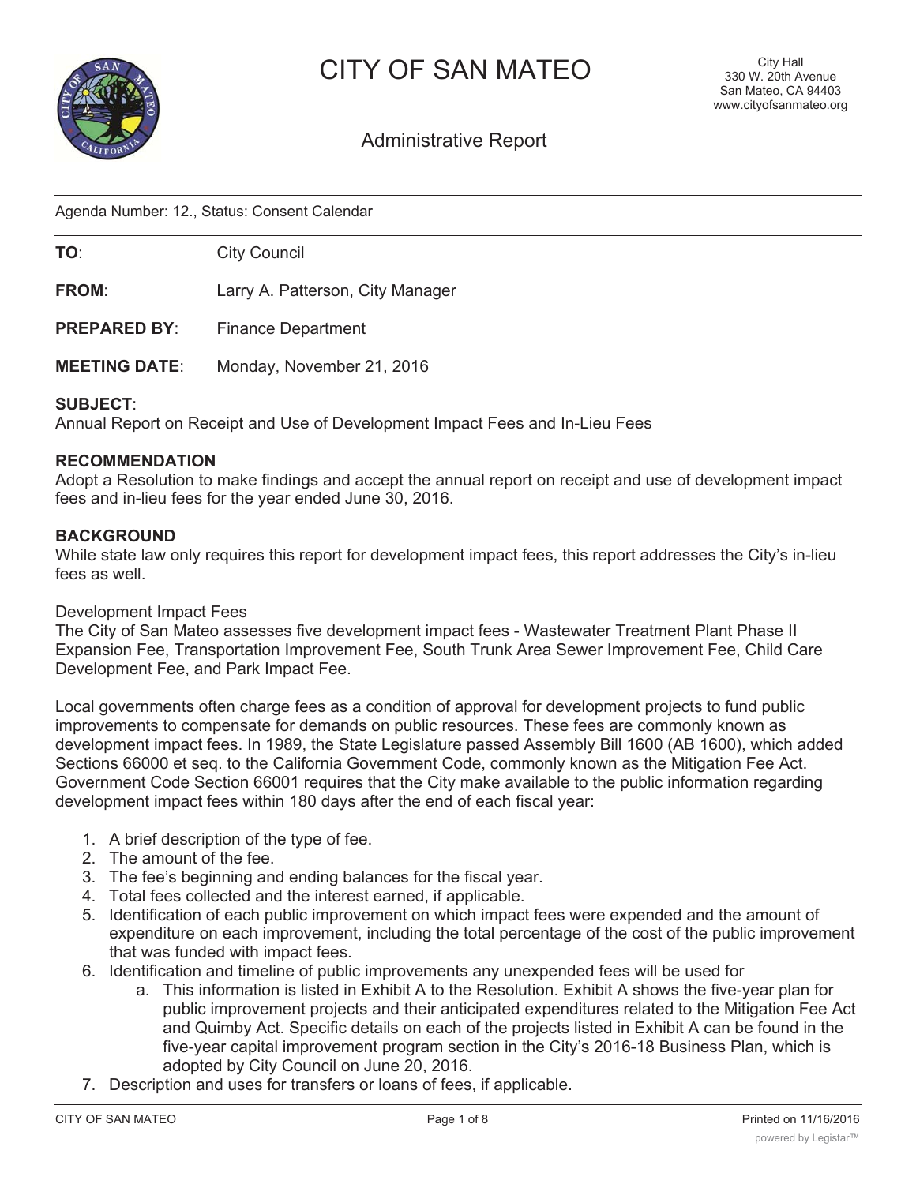# CITY OF SAN MATEO

City Hall
330 W. 20th Avenue
San Mateo, CA 94403
www.cityofsanmateo.org

## Administrative Report

Agenda Number: 12., Status: Consent Calendar

**TO**: City Council

**FROM**: Larry A. Patterson, City Manager

**PREPARED BY**: Finance Department

**MEETING DATE**: Monday, November 21, 2016

**SUBJECT**:
Annual Report on Receipt and Use of Development Impact Fees and In-Lieu Fees

**RECOMMENDATION**
Adopt a Resolution to make findings and accept the annual report on receipt and use of development impact fees and in-lieu fees for the year ended June 30, 2016.

**BACKGROUND**
While state law only requires this report for development impact fees, this report addresses the City's in-lieu fees as well.

Development Impact Fees
The City of San Mateo assesses five development impact fees - Wastewater Treatment Plant Phase II Expansion Fee, Transportation Improvement Fee, South Trunk Area Sewer Improvement Fee, Child Care Development Fee, and Park Impact Fee.

Local governments often charge fees as a condition of approval for development projects to fund public improvements to compensate for demands on public resources. These fees are commonly known as development impact fees. In 1989, the State Legislature passed Assembly Bill 1600 (AB 1600), which added Sections 66000 et seq. to the California Government Code, commonly known as the Mitigation Fee Act. Government Code Section 66001 requires that the City make available to the public information regarding development impact fees within 180 days after the end of each fiscal year:

1. A brief description of the type of fee.
2. The amount of the fee.
3. The fee's beginning and ending balances for the fiscal year.
4. Total fees collected and the interest earned, if applicable.
5. Identification of each public improvement on which impact fees were expended and the amount of expenditure on each improvement, including the total percentage of the cost of the public improvement that was funded with impact fees.
6. Identification and timeline of public improvements any unexpended fees will be used for
    a. This information is listed in Exhibit A to the Resolution. Exhibit A shows the five-year plan for public improvement projects and their anticipated expenditures related to the Mitigation Fee Act and Quimby Act. Specific details on each of the projects listed in Exhibit A can be found in the five-year capital improvement program section in the City's 2016-18 Business Plan, which is adopted by City Council on June 20, 2016.
7. Description and uses for transfers or loans of fees, if applicable.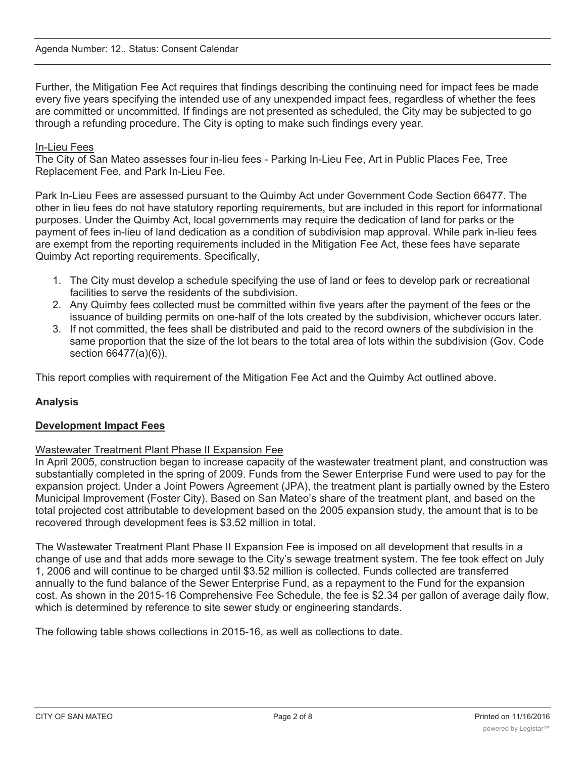Further, the Mitigation Fee Act requires that findings describing the continuing need for impact fees be made every five years specifying the intended use of any unexpended impact fees, regardless of whether the fees are committed or uncommitted. If findings are not presented as scheduled, the City may be subjected to go through a refunding procedure. The City is opting to make such findings every year.

In-Lieu Fees

The City of San Mateo assesses four in-lieu fees - Parking In-Lieu Fee, Art in Public Places Fee, Tree Replacement Fee, and Park In-Lieu Fee.

Park In-Lieu Fees are assessed pursuant to the Quimby Act under Government Code Section 66477. The other in lieu fees do not have statutory reporting requirements, but are included in this report for informational purposes. Under the Quimby Act, local governments may require the dedication of land for parks or the payment of fees in-lieu of land dedication as a condition of subdivision map approval. While park in-lieu fees are exempt from the reporting requirements included in the Mitigation Fee Act, these fees have separate Quimby Act reporting requirements. Specifically,

1. The City must develop a schedule specifying the use of land or fees to develop park or recreational facilities to serve the residents of the subdivision.
2. Any Quimby fees collected must be committed within five years after the payment of the fees or the issuance of building permits on one-half of the lots created by the subdivision, whichever occurs later.
3. If not committed, the fees shall be distributed and paid to the record owners of the subdivision in the same proportion that the size of the lot bears to the total area of lots within the subdivision (Gov. Code section 66477(a)(6)).

This report complies with requirement of the Mitigation Fee Act and the Quimby Act outlined above.

## Analysis

### Development Impact Fees

Wastewater Treatment Plant Phase II Expansion Fee

In April 2005, construction began to increase capacity of the wastewater treatment plant, and construction was substantially completed in the spring of 2009. Funds from the Sewer Enterprise Fund were used to pay for the expansion project. Under a Joint Powers Agreement (JPA), the treatment plant is partially owned by the Estero Municipal Improvement (Foster City). Based on San Mateo's share of the treatment plant, and based on the total projected cost attributable to development based on the 2005 expansion study, the amount that is to be recovered through development fees is $3.52 million in total.

The Wastewater Treatment Plant Phase II Expansion Fee is imposed on all development that results in a change of use and that adds more sewage to the City's sewage treatment system. The fee took effect on July 1, 2006 and will continue to be charged until $3.52 million is collected. Funds collected are transferred annually to the fund balance of the Sewer Enterprise Fund, as a repayment to the Fund for the expansion cost. As shown in the 2015-16 Comprehensive Fee Schedule, the fee is $2.34 per gallon of average daily flow, which is determined by reference to site sewer study or engineering standards.

The following table shows collections in 2015-16, as well as collections to date.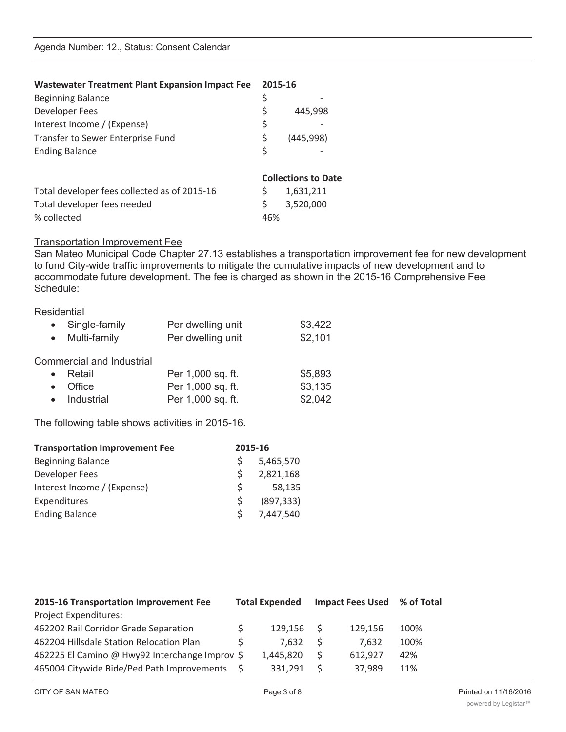| Wastewater Treatment Plant Expansion Impact Fee | 2015-16 |
|---|---|
| Beginning Balance | $ - |
| Developer Fees | $ 445,998 |
| Interest Income / (Expense) | $ - |
| Transfer to Sewer Enterprise Fund | $ (445,998) |
| Ending Balance | $ - |

| | Collections to Date |
|---|---|
| Total developer fees collected as of 2015-16 | $ 1,631,211 |
| Total developer fees needed | $ 3,520,000 |
| % collected | 46% |

Transportation Improvement Fee

San Mateo Municipal Code Chapter 27.13 establishes a transportation improvement fee for new development to fund City-wide traffic improvements to mitigate the cumulative impacts of new development and to accommodate future development. The fee is charged as shown in the 2015-16 Comprehensive Fee Schedule:

Residential

| | | |
|---|---|---|
| Single-family | Per dwelling unit | $3,422 |
| Multi-family | Per dwelling unit | $2,101 |

Commercial and Industrial

| | | |
|---|---|---|
| Retail | Per 1,000 sq. ft. | $5,893 |
| Office | Per 1,000 sq. ft. | $3,135 |
| Industrial | Per 1,000 sq. ft. | $2,042 |

The following table shows activities in 2015-16.

| Transportation Improvement Fee | 2015-16 |
|---|---|
| Beginning Balance | $ 5,465,570 |
| Developer Fees | $ 2,821,168 |
| Interest Income / (Expense) | $ 58,135 |
| Expenditures | $ (897,333) |
| Ending Balance | $ 7,447,540 |

| 2015-16 Transportation Improvement Fee | Total Expended | Impact Fees Used | % of Total |
|---|---|---|---|
| Project Expenditures: | | | |
| 462202 Rail Corridor Grade Separation | $ 129,156 | $ 129,156 | 100% |
| 462204 Hillsdale Station Relocation Plan | $ 7,632 | $ 7,632 | 100% |
| 462225 El Camino @ Hwy92 Interchange Improv | $ 1,445,820 | $ 612,927 | 42% |
| 465004 Citywide Bide/Ped Path Improvements | $ 331,291 | $ 37,989 | 11% |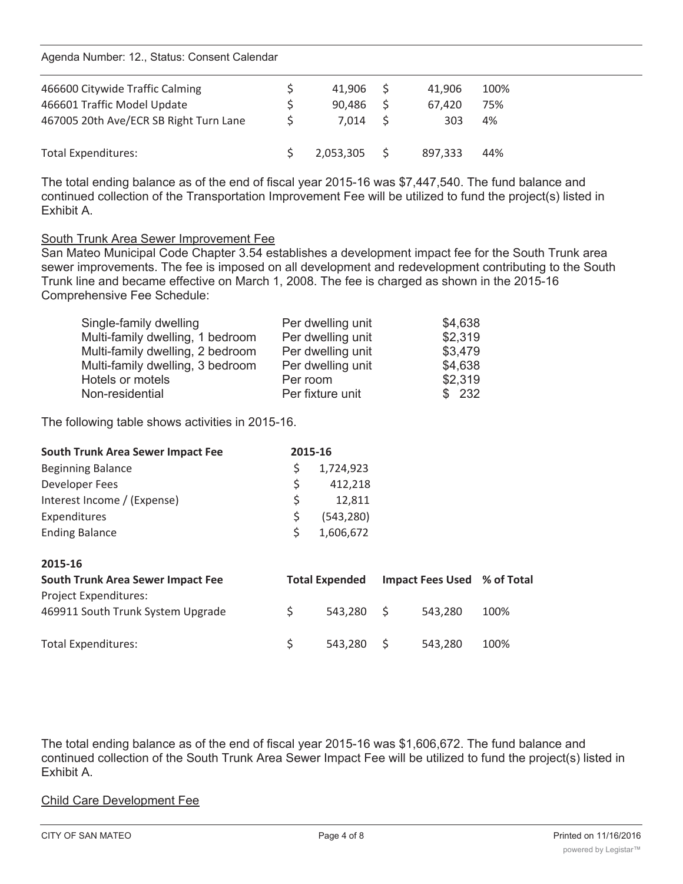| | | | | | |
|---|---|---|---|---|---|
| 466600 Citywide Traffic Calming | $ | 41,906 | $ | 41,906 | 100% |
| 466601 Traffic Model Update | $ | 90,486 | $ | 67,420 | 75% |
| 467005 20th Ave/ECR SB Right Turn Lane | $ | 7,014 | $ | 303 | 4% |
| Total Expenditures: | $ | 2,053,305 | $ | 897,333 | 44% |

The total ending balance as of the end of fiscal year 2015-16 was $7,447,540. The fund balance and continued collection of the Transportation Improvement Fee will be utilized to fund the project(s) listed in Exhibit A.

<u>South Trunk Area Sewer Improvement Fee</u>

San Mateo Municipal Code Chapter 3.54 establishes a development impact fee for the South Trunk area sewer improvements. The fee is imposed on all development and redevelopment contributing to the South Trunk line and became effective on March 1, 2008. The fee is charged as shown in the 2015-16 Comprehensive Fee Schedule:

| | | |
|---|---|---|
| Single-family dwelling | Per dwelling unit | $4,638 |
| Multi-family dwelling, 1 bedroom | Per dwelling unit | $2,319 |
| Multi-family dwelling, 2 bedroom | Per dwelling unit | $3,479 |
| Multi-family dwelling, 3 bedroom | Per dwelling unit | $4,638 |
| Hotels or motels | Per room | $2,319 |
| Non-residential | Per fixture unit | $ 232 |

The following table shows activities in 2015-16.

| **South Trunk Area Sewer Impact Fee** | | **2015-16** |
|---|---|---|
| Beginning Balance | $ | 1,724,923 |
| Developer Fees | $ | 412,218 |
| Interest Income / (Expense) | $ | 12,811 |
| Expenditures | $ | (543,280) |
| Ending Balance | $ | 1,606,672 |

| **2015-16**<br>**South Trunk Area Sewer Impact Fee** | | **Total Expended** | | **Impact Fees Used** | **% of Total** |
|---|---|---|---|---|---|
| Project Expenditures: | | | | | |
| 469911 South Trunk System Upgrade | $ | 543,280 | $ | 543,280 | 100% |
| Total Expenditures: | $ | 543,280 | $ | 543,280 | 100% |

The total ending balance as of the end of fiscal year 2015-16 was $1,606,672. The fund balance and continued collection of the South Trunk Area Sewer Impact Fee will be utilized to fund the project(s) listed in Exhibit A.

<u>Child Care Development Fee</u>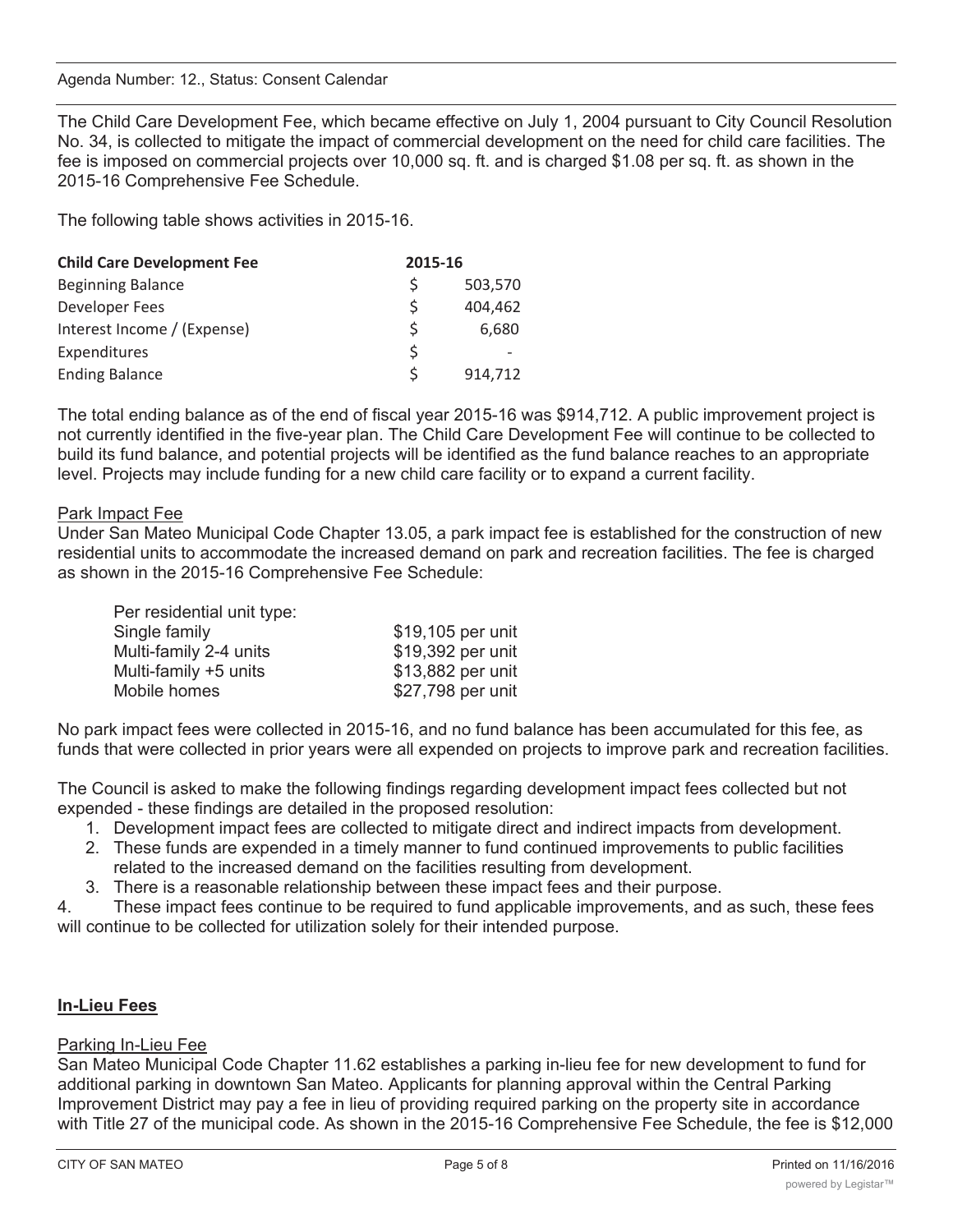Agenda Number: 12., Status: Consent Calendar

The Child Care Development Fee, which became effective on July 1, 2004 pursuant to City Council Resolution No. 34, is collected to mitigate the impact of commercial development on the need for child care facilities. The fee is imposed on commercial projects over 10,000 sq. ft. and is charged $1.08 per sq. ft. as shown in the 2015-16 Comprehensive Fee Schedule.

The following table shows activities in 2015-16.

| **Child Care Development Fee** | **2015-16** |
|---|---|
| Beginning Balance | $ 503,570 |
| Developer Fees | $ 404,462 |
| Interest Income / (Expense) | $ 6,680 |
| Expenditures | $ - |
| Ending Balance | $ 914,712 |

The total ending balance as of the end of fiscal year 2015-16 was $914,712. A public improvement project is not currently identified in the five-year plan. The Child Care Development Fee will continue to be collected to build its fund balance, and potential projects will be identified as the fund balance reaches to an appropriate level. Projects may include funding for a new child care facility or to expand a current facility.

Park Impact Fee

Under San Mateo Municipal Code Chapter 13.05, a park impact fee is established for the construction of new residential units to accommodate the increased demand on park and recreation facilities. The fee is charged as shown in the 2015-16 Comprehensive Fee Schedule:

| Per residential unit type: | |
|---|---|
| Single family | $19,105 per unit |
| Multi-family 2-4 units | $19,392 per unit |
| Multi-family +5 units | $13,882 per unit |
| Mobile homes | $27,798 per unit |

No park impact fees were collected in 2015-16, and no fund balance has been accumulated for this fee, as funds that were collected in prior years were all expended on projects to improve park and recreation facilities.

The Council is asked to make the following findings regarding development impact fees collected but not expended - these findings are detailed in the proposed resolution:

1. Development impact fees are collected to mitigate direct and indirect impacts from development.
2. These funds are expended in a timely manner to fund continued improvements to public facilities related to the increased demand on the facilities resulting from development.
3. There is a reasonable relationship between these impact fees and their purpose.
4. These impact fees continue to be required to fund applicable improvements, and as such, these fees will continue to be collected for utilization solely for their intended purpose.

## In-Lieu Fees

Parking In-Lieu Fee

San Mateo Municipal Code Chapter 11.62 establishes a parking in-lieu fee for new development to fund for additional parking in downtown San Mateo. Applicants for planning approval within the Central Parking Improvement District may pay a fee in lieu of providing required parking on the property site in accordance with Title 27 of the municipal code. As shown in the 2015-16 Comprehensive Fee Schedule, the fee is $12,000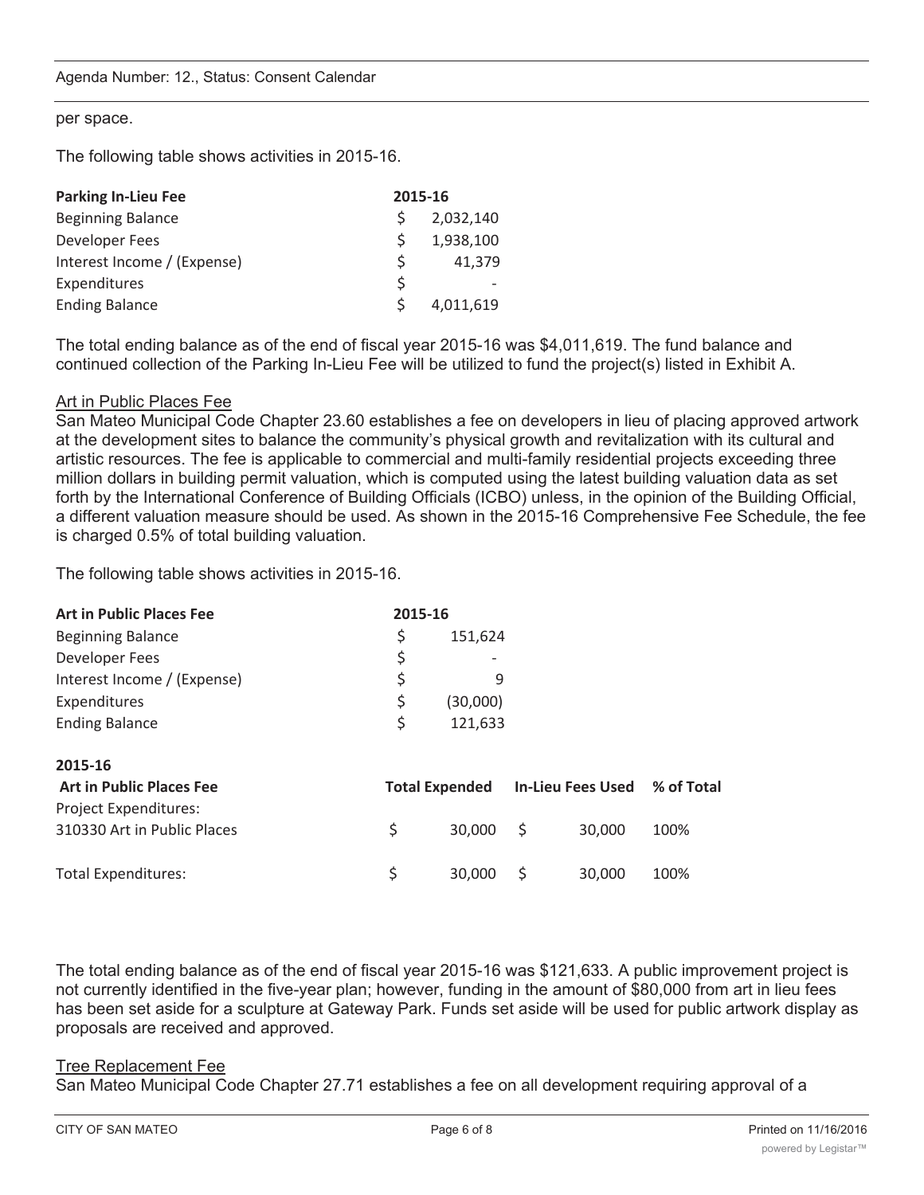per space.

The following table shows activities in 2015-16.

| Parking In-Lieu Fee | 2015-16 |
|---|---|
| Beginning Balance | $ 2,032,140 |
| Developer Fees | $ 1,938,100 |
| Interest Income / (Expense) | $ 41,379 |
| Expenditures | $ - |
| Ending Balance | $ 4,011,619 |

The total ending balance as of the end of fiscal year 2015-16 was $4,011,619. The fund balance and continued collection of the Parking In-Lieu Fee will be utilized to fund the project(s) listed in Exhibit A.

Art in Public Places Fee

San Mateo Municipal Code Chapter 23.60 establishes a fee on developers in lieu of placing approved artwork at the development sites to balance the community's physical growth and revitalization with its cultural and artistic resources. The fee is applicable to commercial and multi-family residential projects exceeding three million dollars in building permit valuation, which is computed using the latest building valuation data as set forth by the International Conference of Building Officials (ICBO) unless, in the opinion of the Building Official, a different valuation measure should be used. As shown in the 2015-16 Comprehensive Fee Schedule, the fee is charged 0.5% of total building valuation.

The following table shows activities in 2015-16.

| Art in Public Places Fee | 2015-16 |
|---|---|
| Beginning Balance | $ 151,624 |
| Developer Fees | $ - |
| Interest Income / (Expense) | $ 9 |
| Expenditures | $ (30,000) |
| Ending Balance | $ 121,633 |

| 2015-16 Art in Public Places Fee | Total Expended | In-Lieu Fees Used | % of Total |
|---|---|---|---|
| Project Expenditures: | | | |
| 310330 Art in Public Places | $ 30,000 | $ 30,000 | 100% |
| Total Expenditures: | $ 30,000 | $ 30,000 | 100% |

The total ending balance as of the end of fiscal year 2015-16 was $121,633. A public improvement project is not currently identified in the five-year plan; however, funding in the amount of $80,000 from art in lieu fees has been set aside for a sculpture at Gateway Park. Funds set aside will be used for public artwork display as proposals are received and approved.

Tree Replacement Fee

San Mateo Municipal Code Chapter 27.71 establishes a fee on all development requiring approval of a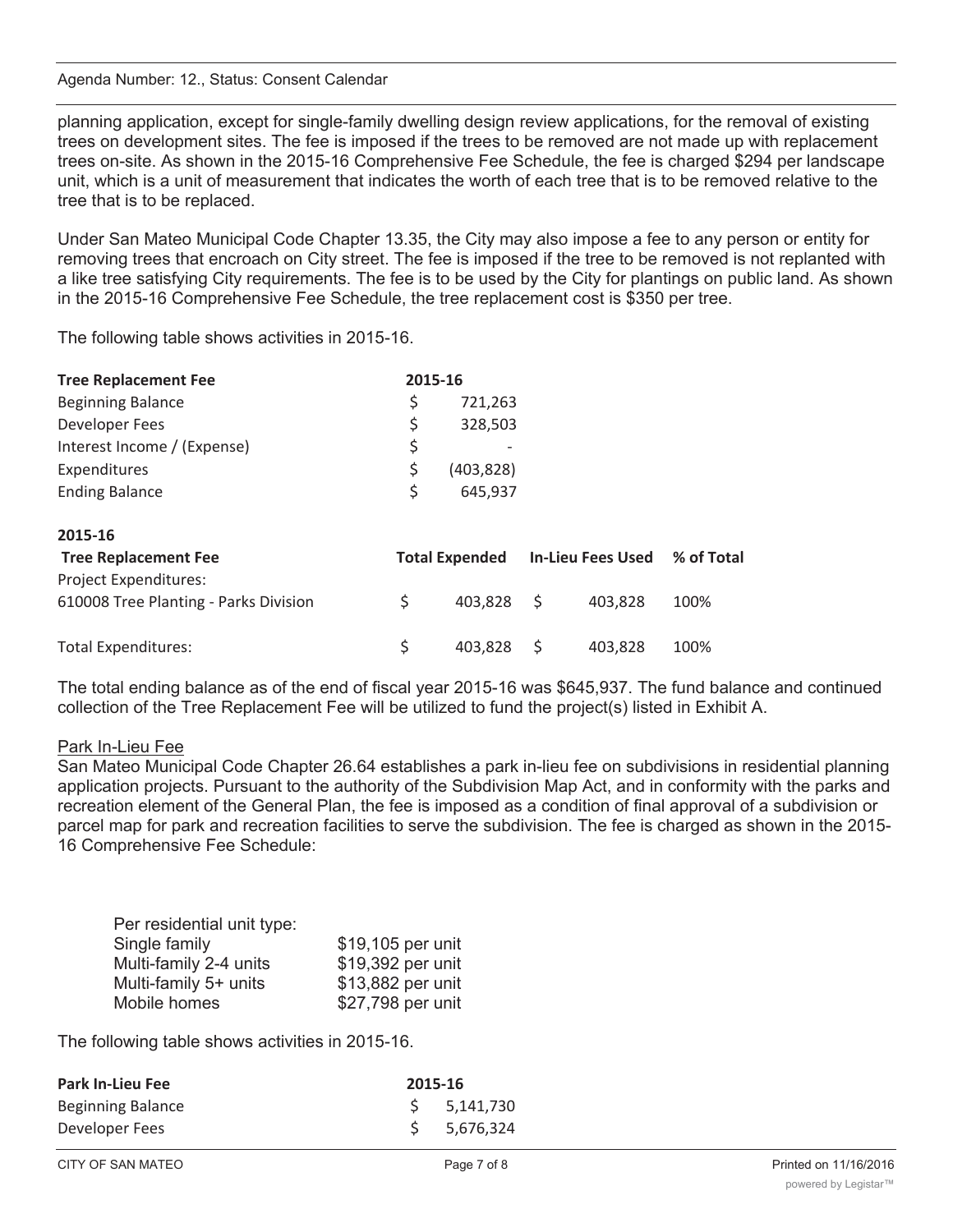planning application, except for single-family dwelling design review applications, for the removal of existing trees on development sites. The fee is imposed if the trees to be removed are not made up with replacement trees on-site. As shown in the 2015-16 Comprehensive Fee Schedule, the fee is charged $294 per landscape unit, which is a unit of measurement that indicates the worth of each tree that is to be removed relative to the tree that is to be replaced.

Under San Mateo Municipal Code Chapter 13.35, the City may also impose a fee to any person or entity for removing trees that encroach on City street. The fee is imposed if the tree to be removed is not replanted with a like tree satisfying City requirements. The fee is to be used by the City for plantings on public land. As shown in the 2015-16 Comprehensive Fee Schedule, the tree replacement cost is $350 per tree.

The following table shows activities in 2015-16.

| **Tree Replacement Fee** | **2015-16** |
|---|---|
| Beginning Balance | $ 721,263 |
| Developer Fees | $ 328,503 |
| Interest Income / (Expense) | $ - |
| Expenditures | $ (403,828) |
| Ending Balance | $ 645,937 |

| **2015-16 Tree Replacement Fee** | **Total Expended** | **In-Lieu Fees Used** | **% of Total** |
|---|---|---|---|
| Project Expenditures: | | | |
| 610008 Tree Planting - Parks Division | $ 403,828 | $ 403,828 | 100% |
| Total Expenditures: | $ 403,828 | $ 403,828 | 100% |

The total ending balance as of the end of fiscal year 2015-16 was $645,937. The fund balance and continued collection of the Tree Replacement Fee will be utilized to fund the project(s) listed in Exhibit A.

Park In-Lieu Fee

San Mateo Municipal Code Chapter 26.64 establishes a park in-lieu fee on subdivisions in residential planning application projects. Pursuant to the authority of the Subdivision Map Act, and in conformity with the parks and recreation element of the General Plan, the fee is imposed as a condition of final approval of a subdivision or parcel map for park and recreation facilities to serve the subdivision. The fee is charged as shown in the 2015-16 Comprehensive Fee Schedule:

| Per residential unit type: | |
|---|---|
| Single family | $19,105 per unit |
| Multi-family 2-4 units | $19,392 per unit |
| Multi-family 5+ units | $13,882 per unit |
| Mobile homes | $27,798 per unit |

The following table shows activities in 2015-16.

| **Park In-Lieu Fee** | **2015-16** |
|---|---|
| Beginning Balance | $ 5,141,730 |
| Developer Fees | $ 5,676,324 |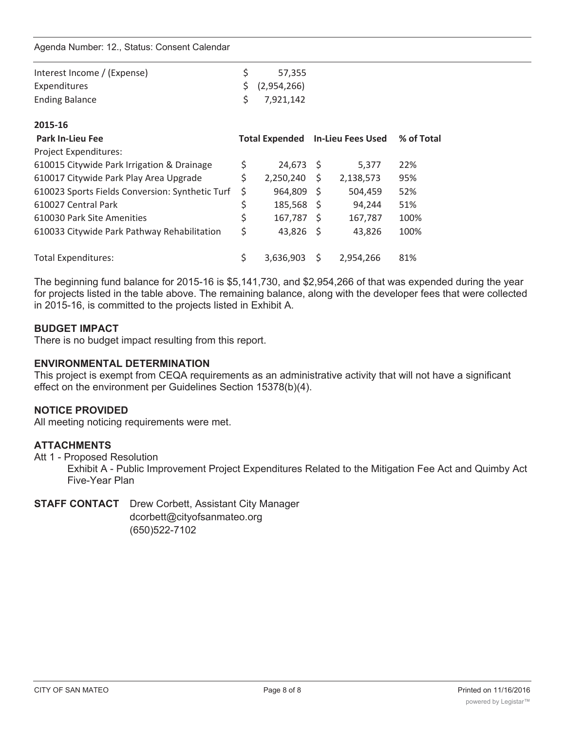Agenda Number: 12., Status: Consent Calendar

| | |
|---|---|
| Interest Income / (Expense) | $ 57,355 |
| Expenditures | $ (2,954,266) |
| Ending Balance | $ 7,921,142 |

**2015-16**

| Park In-Lieu Fee | Total Expended | In-Lieu Fees Used | % of Total |
|---|---|---|---|
| Project Expenditures: | | | |
| 610015 Citywide Park Irrigation & Drainage | $ 24,673 | $ 5,377 | 22% |
| 610017 Citywide Park Play Area Upgrade | $ 2,250,240 | $ 2,138,573 | 95% |
| 610023 Sports Fields Conversion: Synthetic Turf | $ 964,809 | $ 504,459 | 52% |
| 610027 Central Park | $ 185,568 | $ 94,244 | 51% |
| 610030 Park Site Amenities | $ 167,787 | $ 167,787 | 100% |
| 610033 Citywide Park Pathway Rehabilitation | $ 43,826 | $ 43,826 | 100% |
| | | | |
| Total Expenditures: | $ 3,636,903 | $ 2,954,266 | 81% |

The beginning fund balance for 2015-16 is $5,141,730, and $2,954,266 of that was expended during the year for projects listed in the table above. The remaining balance, along with the developer fees that were collected in 2015-16, is committed to the projects listed in Exhibit A.

### BUDGET IMPACT

There is no budget impact resulting from this report.

### ENVIRONMENTAL DETERMINATION

This project is exempt from CEQA requirements as an administrative activity that will not have a significant effect on the environment per Guidelines Section 15378(b)(4).

### NOTICE PROVIDED

All meeting noticing requirements were met.

### ATTACHMENTS

Att 1 - Proposed Resolution

Exhibit A - Public Improvement Project Expenditures Related to the Mitigation Fee Act and Quimby Act Five-Year Plan

**STAFF CONTACT** Drew Corbett, Assistant City Manager
dcorbett@cityofsanmateo.org
(650)522-7102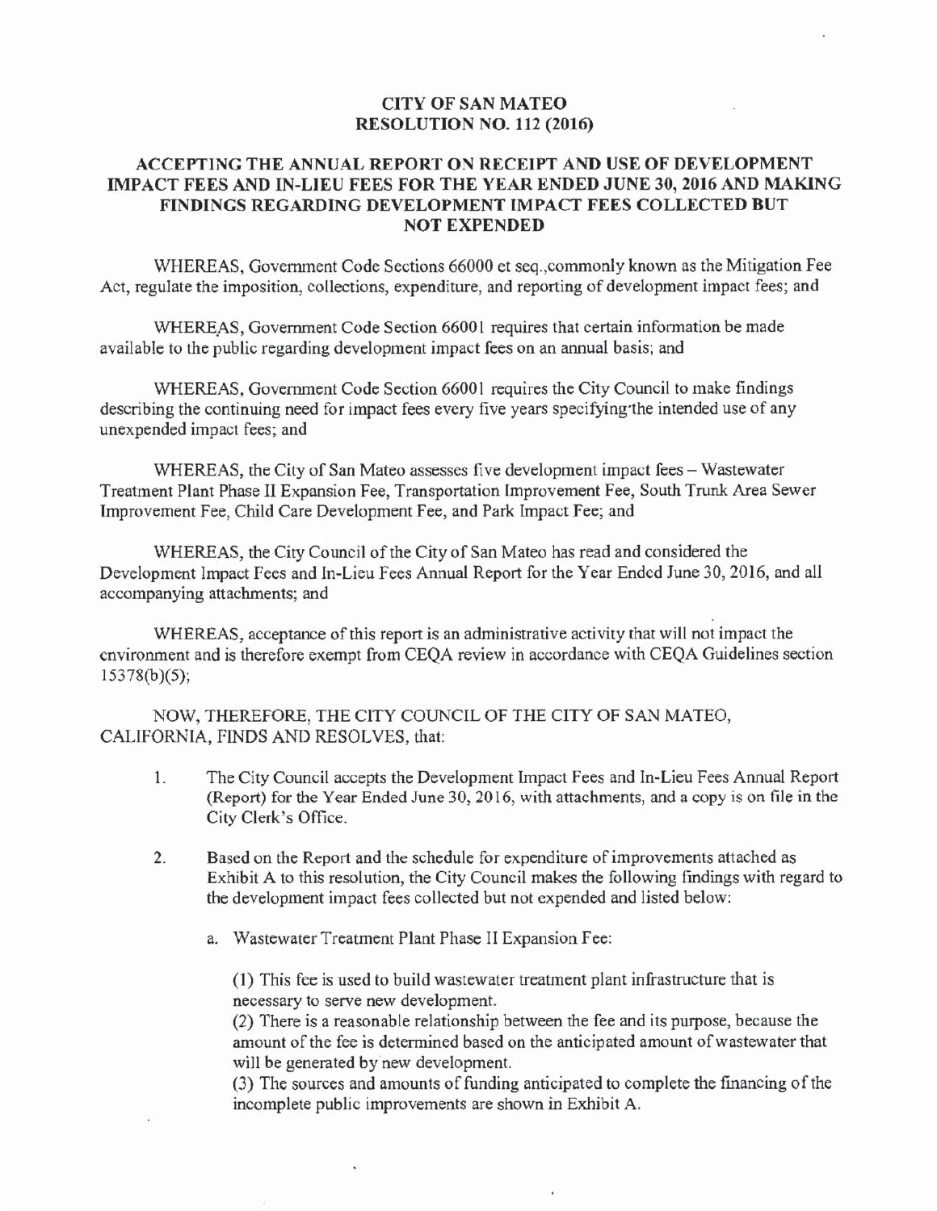# CITY OF SAN MATEO
## RESOLUTION NO. 112 (2016)

## ACCEPTING THE ANNUAL REPORT ON RECEIPT AND USE OF DEVELOPMENT IMPACT FEES AND IN-LIEU FEES FOR THE YEAR ENDED JUNE 30, 2016 AND MAKING FINDINGS REGARDING DEVELOPMENT IMPACT FEES COLLECTED BUT NOT EXPENDED

WHEREAS, Government Code Sections 66000 et seq.,commonly known as the Mitigation Fee Act, regulate the imposition, collections, expenditure, and reporting of development impact fees; and

WHEREAS, Government Code Section 66001 requires that certain information be made available to the public regarding development impact fees on an annual basis; and

WHEREAS, Government Code Section 66001 requires the City Council to make findings describing the continuing need for impact fees every five years specifying the intended use of any unexpended impact fees; and

WHEREAS, the City of San Mateo assesses five development impact fees – Wastewater Treatment Plant Phase II Expansion Fee, Transportation Improvement Fee, South Trunk Area Sewer Improvement Fee, Child Care Development Fee, and Park Impact Fee; and

WHEREAS, the City Council of the City of San Mateo has read and considered the Development Impact Fees and In-Lieu Fees Annual Report for the Year Ended June 30, 2016, and all accompanying attachments; and

WHEREAS, acceptance of this report is an administrative activity that will not impact the environment and is therefore exempt from CEQA review in accordance with CEQA Guidelines section 15378(b)(5);

NOW, THEREFORE, THE CITY COUNCIL OF THE CITY OF SAN MATEO, CALIFORNIA, FINDS AND RESOLVES, that:

1. The City Council accepts the Development Impact Fees and In-Lieu Fees Annual Report (Report) for the Year Ended June 30, 2016, with attachments, and a copy is on file in the City Clerk's Office.

2. Based on the Report and the schedule for expenditure of improvements attached as Exhibit A to this resolution, the City Council makes the following findings with regard to the development impact fees collected but not expended and listed below:

   a. Wastewater Treatment Plant Phase II Expansion Fee:

      (1) This fee is used to build wastewater treatment plant infrastructure that is necessary to serve new development.
      (2) There is a reasonable relationship between the fee and its purpose, because the amount of the fee is determined based on the anticipated amount of wastewater that will be generated by new development.
      (3) The sources and amounts of funding anticipated to complete the financing of the incomplete public improvements are shown in Exhibit A.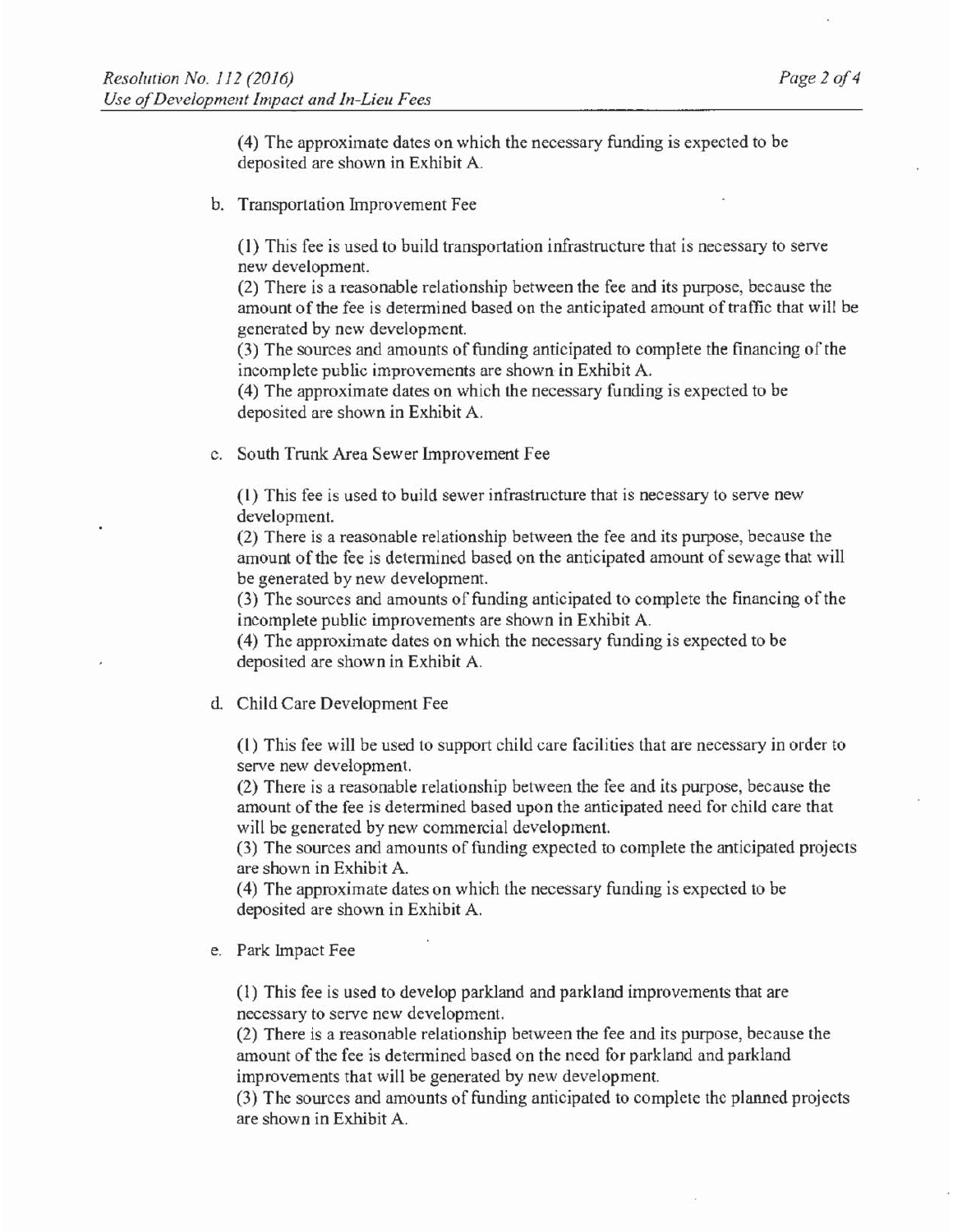(4) The approximate dates on which the necessary funding is expected to be deposited are shown in Exhibit A.

b. Transportation Improvement Fee

(1) This fee is used to build transportation infrastructure that is necessary to serve new development.
(2) There is a reasonable relationship between the fee and its purpose, because the amount of the fee is determined based on the anticipated amount of traffic that will be generated by new development.
(3) The sources and amounts of funding anticipated to complete the financing of the incomplete public improvements are shown in Exhibit A.
(4) The approximate dates on which the necessary funding is expected to be deposited are shown in Exhibit A.

c. South Trunk Area Sewer Improvement Fee

(1) This fee is used to build sewer infrastructure that is necessary to serve new development.
(2) There is a reasonable relationship between the fee and its purpose, because the amount of the fee is determined based on the anticipated amount of sewage that will be generated by new development.
(3) The sources and amounts of funding anticipated to complete the financing of the incomplete public improvements are shown in Exhibit A.
(4) The approximate dates on which the necessary funding is expected to be deposited are shown in Exhibit A.

d. Child Care Development Fee

(1) This fee will be used to support child care facilities that are necessary in order to serve new development.
(2) There is a reasonable relationship between the fee and its purpose, because the amount of the fee is determined based upon the anticipated need for child care that will be generated by new commercial development.
(3) The sources and amounts of funding expected to complete the anticipated projects are shown in Exhibit A.
(4) The approximate dates on which the necessary funding is expected to be deposited are shown in Exhibit A.

e. Park Impact Fee

(1) This fee is used to develop parkland and parkland improvements that are necessary to serve new development.
(2) There is a reasonable relationship between the fee and its purpose, because the amount of the fee is determined based on the need for parkland and parkland improvements that will be generated by new development.
(3) The sources and amounts of funding anticipated to complete the planned projects are shown in Exhibit A.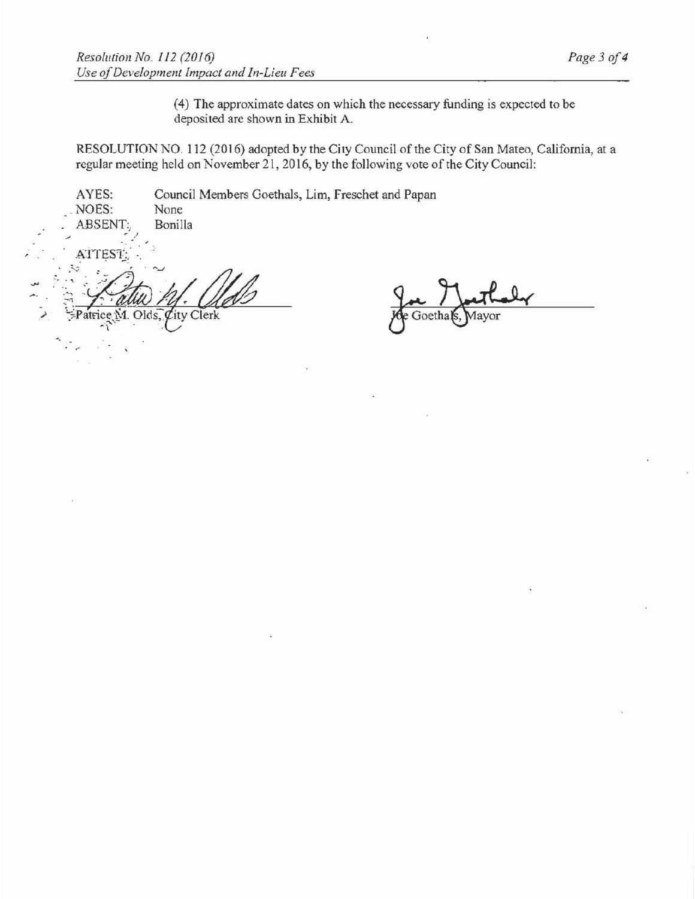(4) The approximate dates on which the necessary funding is expected to be deposited are shown in Exhibit A.

RESOLUTION NO. 112 (2016) adopted by the City Council of the City of San Mateo, California, at a regular meeting held on November 21, 2016, by the following vote of the City Council:

AYES: Council Members Goethals, Lim, Freschet and Papan

NOES: None

ABSENT: Bonilla

ATTEST:

Patrice M. Olds, City Clerk

Joe Goethals, Mayor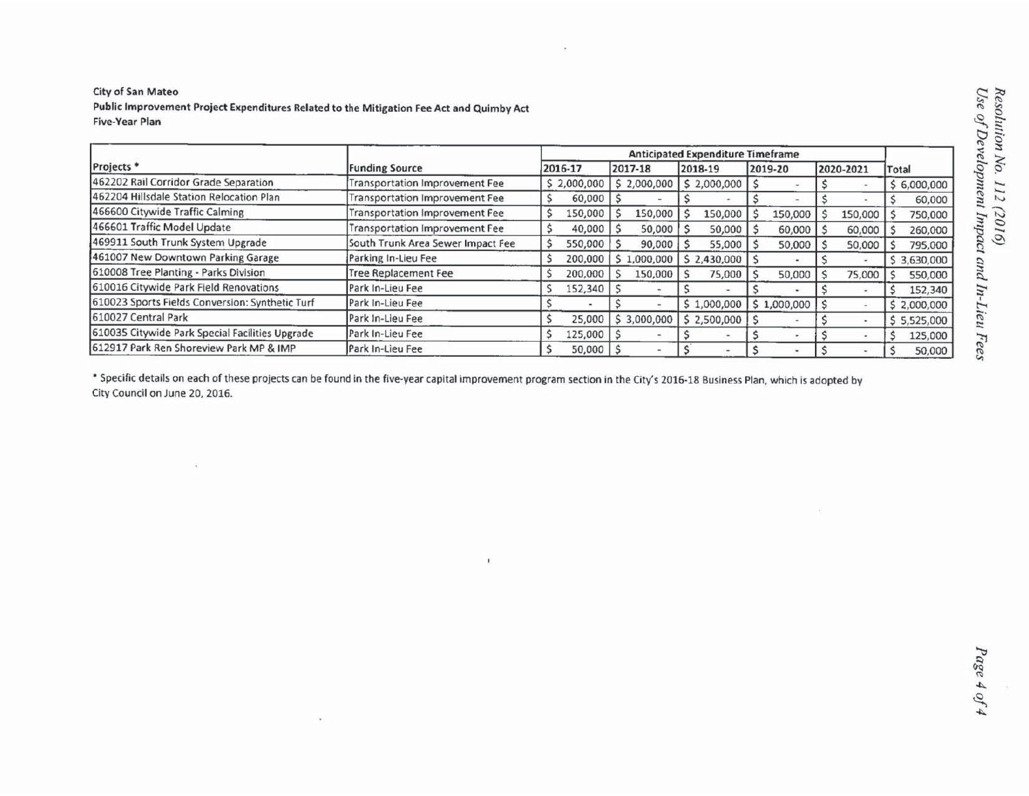City of San Mateo
**Public Improvement Project Expenditures Related to the Mitigation Fee Act and Quimby Act**
**Five-Year Plan**

| Projects * | Funding Source | Anticipated Expenditure Timeframe | | | | | Total |
|---|---|---|---|---|---|---|---|
| | | 2016-17 | 2017-18 | 2018-19 | 2019-20 | 2020-2021 | |
| 462202 Rail Corridor Grade Separation | Transportation Improvement Fee | $ 2,000,000 | $ 2,000,000 | $ 2,000,000 | $ - | $ - | $ 6,000,000 |
| 462204 Hillsdale Station Relocation Plan | Transportation Improvement Fee | $ 60,000 | $ - | $ - | $ - | $ - | $ 60,000 |
| 466600 Citywide Traffic Calming | Transportation Improvement Fee | $ 150,000 | $ 150,000 | $ 150,000 | $ 150,000 | $ 150,000 | $ 750,000 |
| 466601 Traffic Model Update | Transportation Improvement Fee | $ 40,000 | $ 50,000 | $ 50,000 | $ 60,000 | $ 60,000 | $ 260,000 |
| 469911 South Trunk System Upgrade | South Trunk Area Sewer Impact Fee | $ 550,000 | $ 90,000 | $ 55,000 | $ 50,000 | $ 50,000 | $ 795,000 |
| 461007 New Downtown Parking Garage | Parking In-Lieu Fee | $ 200,000 | $ 1,000,000 | $ 2,430,000 | $ - | $ - | $ 3,630,000 |
| 610008 Tree Planting - Parks Division | Tree Replacement Fee | $ 200,000 | $ 150,000 | $ 75,000 | $ 50,000 | $ 75,000 | $ 550,000 |
| 610016 Citywide Park Field Renovations | Park In-Lieu Fee | $ 152,340 | $ - | $ - | $ - | $ - | $ 152,340 |
| 610023 Sports Fields Conversion: Synthetic Turf | Park In-Lieu Fee | $ - | $ - | $ 1,000,000 | $ 1,000,000 | $ - | $ 2,000,000 |
| 610027 Central Park | Park In-Lieu Fee | $ 25,000 | $ 3,000,000 | $ 2,500,000 | $ - | $ - | $ 5,525,000 |
| 610035 Citywide Park Special Facilities Upgrade | Park In-Lieu Fee | $ 125,000 | $ - | $ - | $ - | $ - | $ 125,000 |
| 612917 Park Ren Shoreview Park MP & IMP | Park In-Lieu Fee | $ 50,000 | $ - | $ - | $ - | $ - | $ 50,000 |

* Specific details on each of these projects can be found in the five-year capital improvement program section in the City's 2016-18 Business Plan, which is adopted by City Council on June 20, 2016.